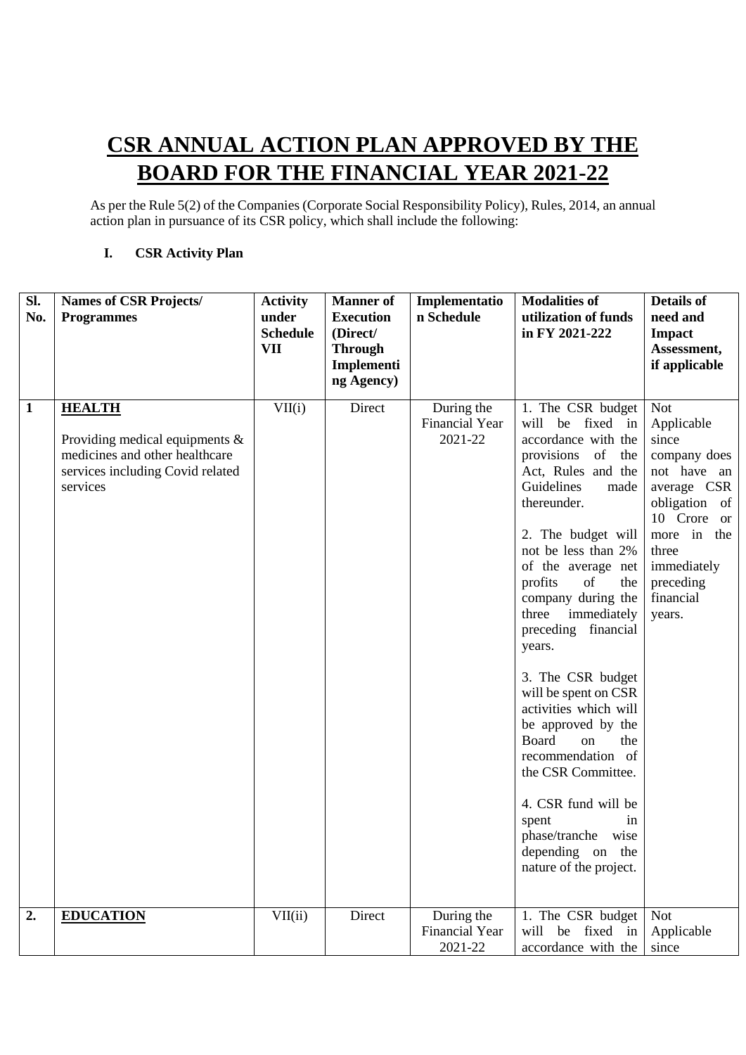# CSR ANNUAL ACTION PLAN APPROVED BY THE BOARD FOR THE FINANCIAL YEAR 2021-22

As per the Rule 5(2) of the Companies (Corporate Social Responsibility Policy), Rules, 2014, an annual action plan in pursuance of its CSR policy, which shall include the following:

**I. CSR Activity Plan**

| Sl. No. | Names of CSR Projects/ Programmes | Activity under Schedule VII | Manner of Execution (Direct/ Through Implementing Agency) | Implementation Schedule | Modalities of utilization of funds in FY 2021-222 | Details of need and Impact Assessment, if applicable |
|---|---|---|---|---|---|---|
| **1** | **HEALTH**<br><br>Providing medical equipments & medicines and other healthcare services including Covid related services | VII(i) | Direct | During the Financial Year 2021-22 | 1. The CSR budget will be fixed in accordance with the provisions of the Act, Rules and the Guidelines made thereunder.<br><br>2. The budget will not be less than 2% of the average net profits of the company during the three immediately preceding financial years.<br><br>3. The CSR budget will be spent on CSR activities which will be approved by the Board on the recommendation of the CSR Committee.<br><br>4. CSR fund will be spent in phase/tranche wise depending on the nature of the project. | Not Applicable since company does not have an average CSR obligation of 10 Crore or more in the three immediately preceding financial years. |
| **2.** | **EDUCATION** | VII(ii) | Direct | During the Financial Year 2021-22 | 1. The CSR budget will be fixed in accordance with the | Not Applicable since |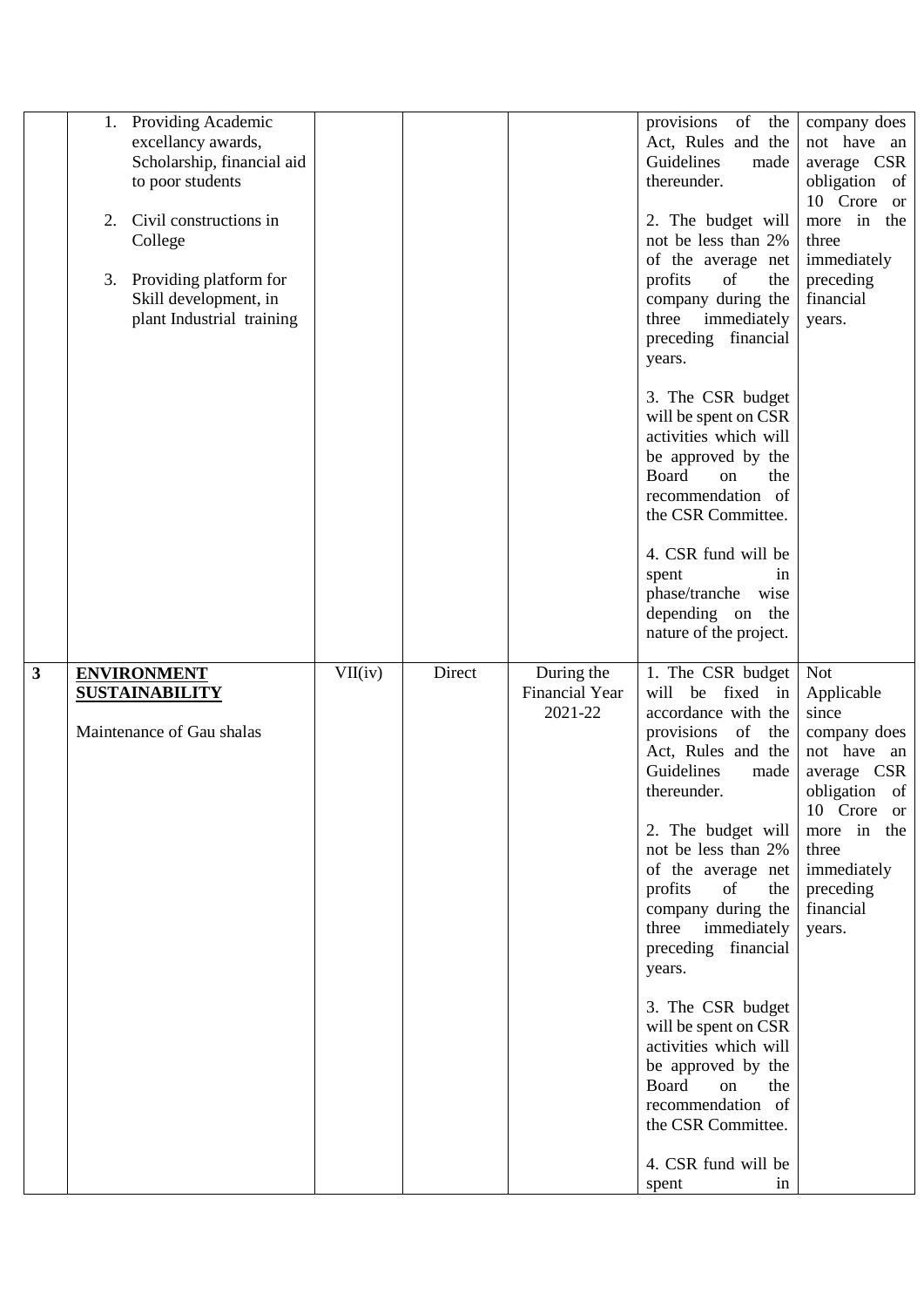| | | | | | | |
|---|---|---|---|---|---|---|
| | 1. Providing Academic excellancy awards, Scholarship, financial aid to poor students<br><br>2. Civil constructions in College<br><br>3. Providing platform for Skill development, in plant Industrial training | | | | provisions of the Act, Rules and the Guidelines made thereunder.<br><br>2. The budget will not be less than 2% of the average net profits of the company during the three immediately preceding financial years.<br><br>3. The CSR budget will be spent on CSR activities which will be approved by the Board on the recommendation of the CSR Committee.<br><br>4. CSR fund will be spent in phase/tranche wise depending on the nature of the project. | company does not have an average CSR obligation of 10 Crore or more in the three immediately preceding financial years. |
| **3** | **<u>ENVIRONMENT SUSTAINABILITY</u>**<br><br>Maintenance of Gau shalas | VII(iv) | Direct | During the Financial Year 2021-22 | 1. The CSR budget will be fixed in accordance with the provisions of the Act, Rules and the Guidelines made thereunder.<br><br>2. The budget will not be less than 2% of the average net profits of the company during the three immediately preceding financial years.<br><br>3. The CSR budget will be spent on CSR activities which will be approved by the Board on the recommendation of the CSR Committee.<br><br>4. CSR fund will be spent in | Not Applicable since company does not have an average CSR obligation of 10 Crore or more in the three immediately preceding financial years. |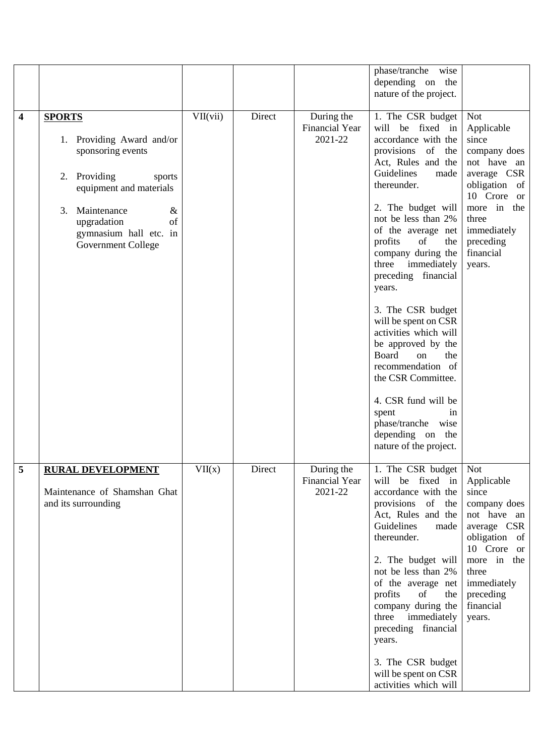| | | | | | phase/tranche wise depending on the nature of the project. | |
|---|---|---|---|---|---|---|
| **4** | **SPORTS**<br><br>1. Providing Award and/or sponsoring events<br><br>2. Providing sports equipment and materials<br><br>3. Maintenance & upgradation of gymnasium hall etc. in Government College | VII(vii) | Direct | During the Financial Year 2021-22 | 1. The CSR budget will be fixed in accordance with the provisions of the Act, Rules and the Guidelines made thereunder.<br><br>2. The budget will not be less than 2% of the average net profits of the company during the three immediately preceding financial years.<br><br>3. The CSR budget will be spent on CSR activities which will be approved by the Board on the recommendation of the CSR Committee.<br><br>4. CSR fund will be spent in phase/tranche wise depending on the nature of the project. | Not Applicable since company does not have an average CSR obligation of 10 Crore or more in the three immediately preceding financial years. |
| **5** | **RURAL DEVELOPMENT**<br><br>Maintenance of Shamshan Ghat and its surrounding | VII(x) | Direct | During the Financial Year 2021-22 | 1. The CSR budget will be fixed in accordance with the provisions of the Act, Rules and the Guidelines made thereunder.<br><br>2. The budget will not be less than 2% of the average net profits of the company during the three immediately preceding financial years.<br><br>3. The CSR budget will be spent on CSR activities which will | Not Applicable since company does not have an average CSR obligation of 10 Crore or more in the three immediately preceding financial years. |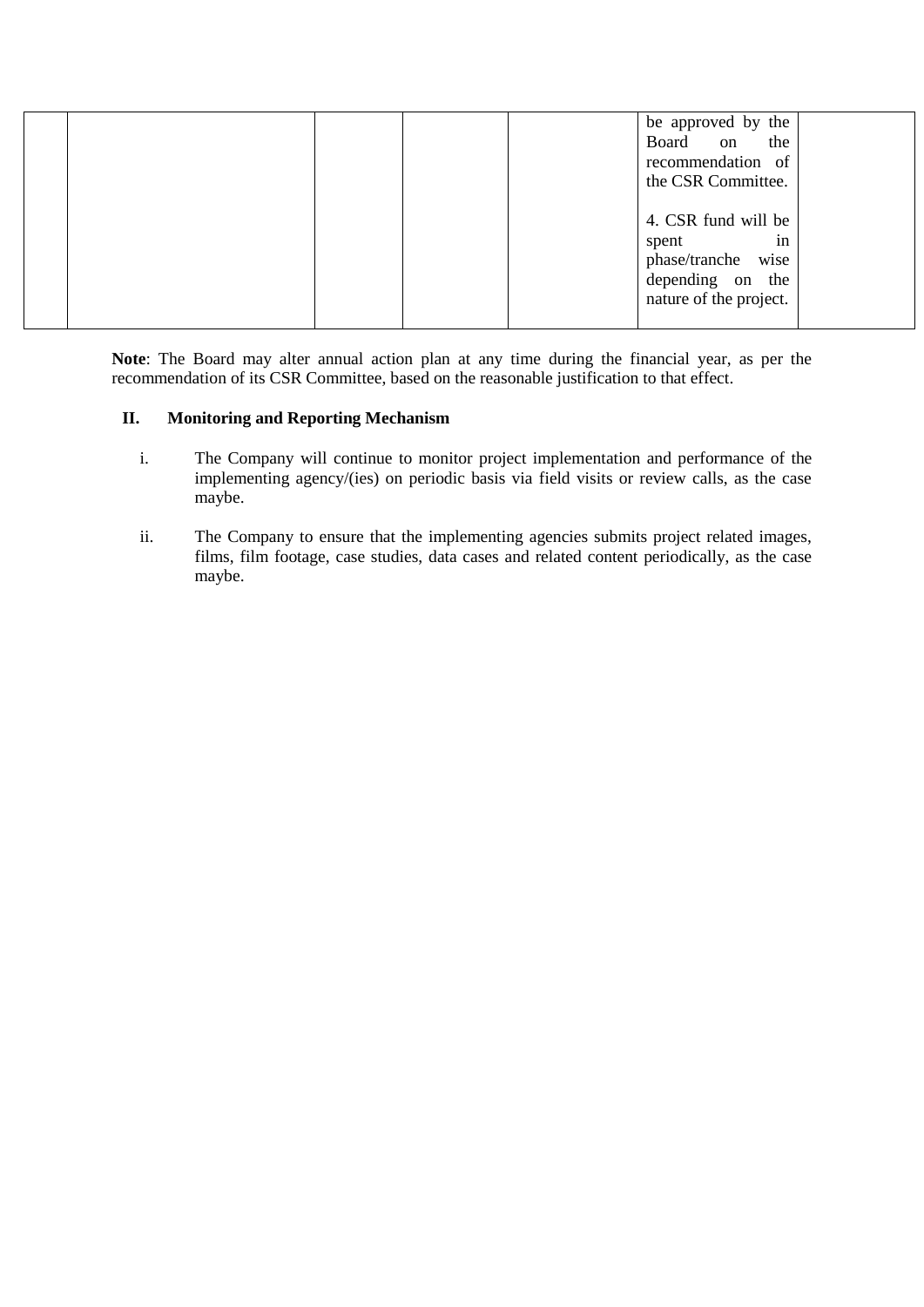| | | | | | | |
|---|---|---|---|---|---|---|
| | | | | | be approved by the Board on the recommendation of the CSR Committee.<br><br>4. CSR fund will be spent in phase/tranche wise depending on the nature of the project. | |

**Note**: The Board may alter annual action plan at any time during the financial year, as per the recommendation of its CSR Committee, based on the reasonable justification to that effect.

## II. Monitoring and Reporting Mechanism

i. The Company will continue to monitor project implementation and performance of the implementing agency/(ies) on periodic basis via field visits or review calls, as the case maybe.

ii. The Company to ensure that the implementing agencies submits project related images, films, film footage, case studies, data cases and related content periodically, as the case maybe.